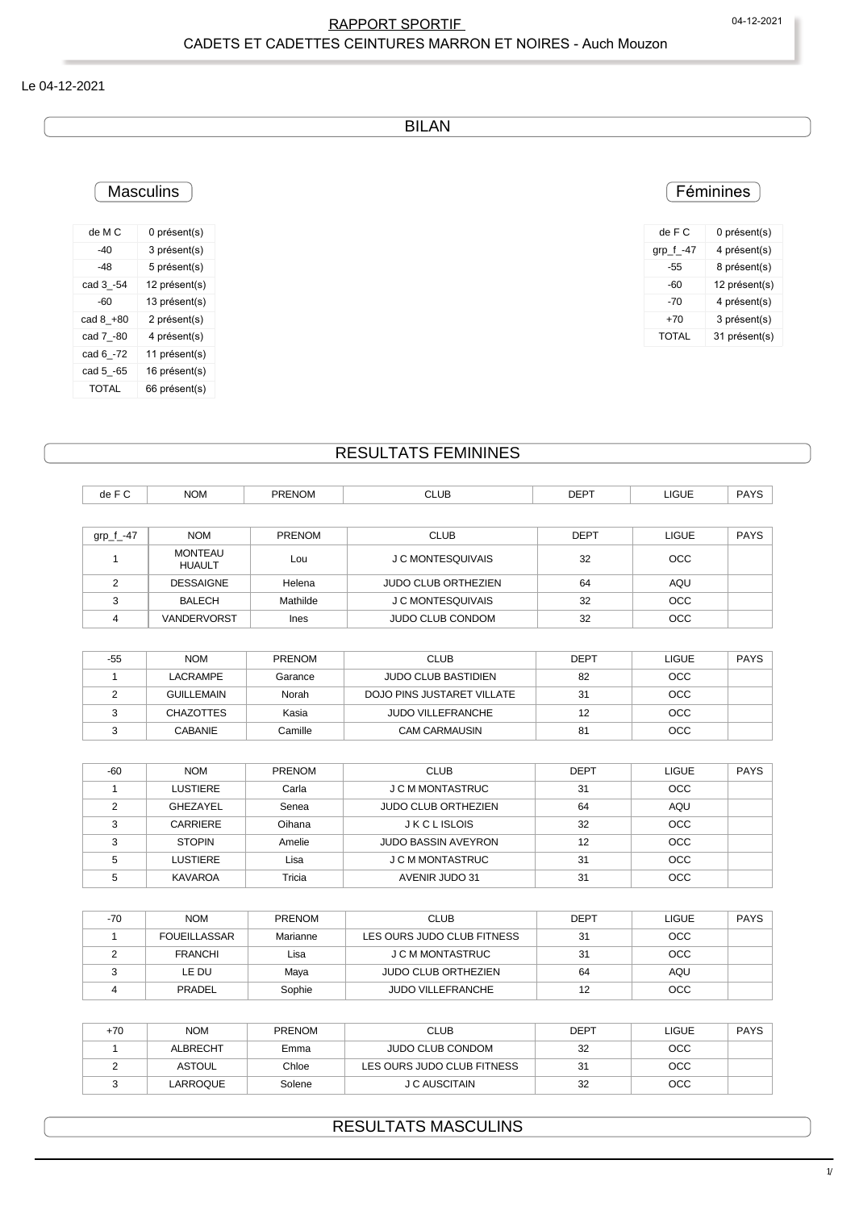RAPPORT SPORTIF
CADETS ET CADETTES CEINTURES MARRON ET NOIRES - Auch Mouzon

Le 04-12-2021

## BILAN

### Masculins

| de M C | 0 présent(s) |
|---|---|
| -40 | 3 présent(s) |
| -48 | 5 présent(s) |
| cad 3_-54 | 12 présent(s) |
| -60 | 13 présent(s) |
| cad 8_+80 | 2 présent(s) |
| cad 7_-80 | 4 présent(s) |
| cad 6_-72 | 11 présent(s) |
| cad 5_-65 | 16 présent(s) |
| TOTAL | 66 présent(s) |

### Féminines

| de F C | 0 présent(s) |
|---|---|
| grp_f_-47 | 4 présent(s) |
| -55 | 8 présent(s) |
| -60 | 12 présent(s) |
| -70 | 4 présent(s) |
| +70 | 3 présent(s) |
| TOTAL | 31 présent(s) |

## RESULTATS FEMININES

| de F C | NOM | PRENOM | CLUB | DEPT | LIGUE | PAYS |
|---|---|---|---|---|---|---|

| grp_f_-47 | NOM | PRENOM | CLUB | DEPT | LIGUE | PAYS |
|---|---|---|---|---|---|---|
| 1 | MONTEAU HUAULT | Lou | J C MONTESQUIVAIS | 32 | OCC | |
| 2 | DESSAIGNE | Helena | JUDO CLUB ORTHEZIEN | 64 | AQU | |
| 3 | BALECH | Mathilde | J C MONTESQUIVAIS | 32 | OCC | |
| 4 | VANDERVORST | Ines | JUDO CLUB CONDOM | 32 | OCC | |

| -55 | NOM | PRENOM | CLUB | DEPT | LIGUE | PAYS |
|---|---|---|---|---|---|---|
| 1 | LACRAMPE | Garance | JUDO CLUB BASTIDIEN | 82 | OCC | |
| 2 | GUILLEMAIN | Norah | DOJO PINS JUSTARET VILLATE | 31 | OCC | |
| 3 | CHAZOTTES | Kasia | JUDO VILLEFRANCHE | 12 | OCC | |
| 3 | CABANIE | Camille | CAM CARMAUSIN | 81 | OCC | |

| -60 | NOM | PRENOM | CLUB | DEPT | LIGUE | PAYS |
|---|---|---|---|---|---|---|
| 1 | LUSTIERE | Carla | J C M MONTASTRUC | 31 | OCC | |
| 2 | GHEZAYEL | Senea | JUDO CLUB ORTHEZIEN | 64 | AQU | |
| 3 | CARRIERE | Oihana | J K C L ISLOIS | 32 | OCC | |
| 3 | STOPIN | Amelie | JUDO BASSIN AVEYRON | 12 | OCC | |
| 5 | LUSTIERE | Lisa | J C M MONTASTRUC | 31 | OCC | |
| 5 | KAVAROA | Tricia | AVENIR JUDO 31 | 31 | OCC | |

| -70 | NOM | PRENOM | CLUB | DEPT | LIGUE | PAYS |
|---|---|---|---|---|---|---|
| 1 | FOUEILLASSAR | Marianne | LES OURS JUDO CLUB FITNESS | 31 | OCC | |
| 2 | FRANCHI | Lisa | J C M MONTASTRUC | 31 | OCC | |
| 3 | LE DU | Maya | JUDO CLUB ORTHEZIEN | 64 | AQU | |
| 4 | PRADEL | Sophie | JUDO VILLEFRANCHE | 12 | OCC | |

| +70 | NOM | PRENOM | CLUB | DEPT | LIGUE | PAYS |
|---|---|---|---|---|---|---|
| 1 | ALBRECHT | Emma | JUDO CLUB CONDOM | 32 | OCC | |
| 2 | ASTOUL | Chloe | LES OURS JUDO CLUB FITNESS | 31 | OCC | |
| 3 | LARROQUE | Solene | J C AUSCITAIN | 32 | OCC | |

## RESULTATS MASCULINS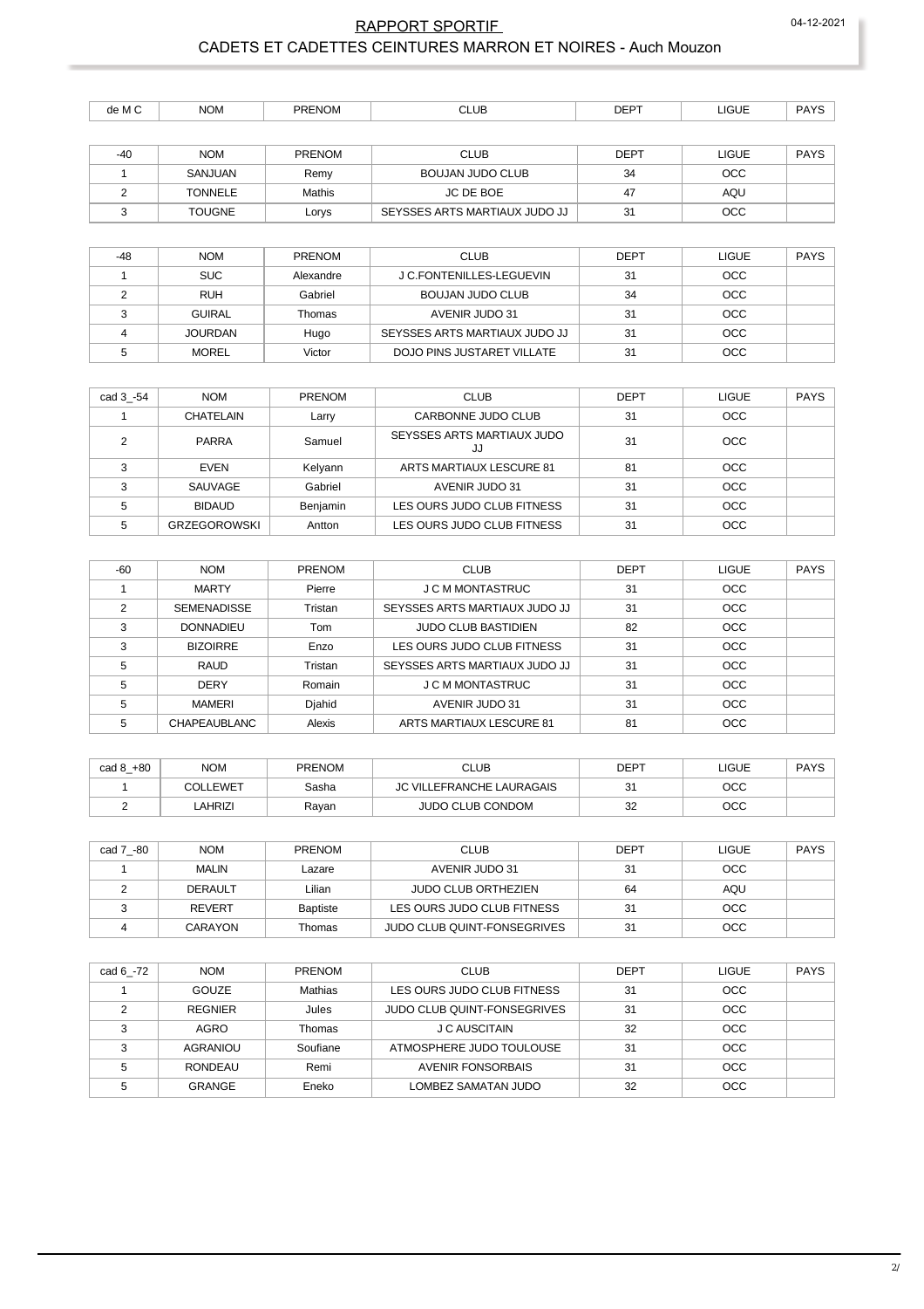# RAPPORT SPORTIF

## CADETS ET CADETTES CEINTURES MARRON ET NOIRES - Auch Mouzon

| de M C | NOM | PRENOM | CLUB | DEPT | LIGUE | PAYS |
|---|---|---|---|---|---|---|

| -40 | NOM | PRENOM | CLUB | DEPT | LIGUE | PAYS |
|---|---|---|---|---|---|---|
| 1 | SANJUAN | Remy | BOUJAN JUDO CLUB | 34 | OCC | |
| 2 | TONNELE | Mathis | JC DE BOE | 47 | AQU | |
| 3 | TOUGNE | Lorys | SEYSSES ARTS MARTIAUX JUDO JJ | 31 | OCC | |

| -48 | NOM | PRENOM | CLUB | DEPT | LIGUE | PAYS |
|---|---|---|---|---|---|---|
| 1 | SUC | Alexandre | J C.FONTENILLES-LEGUEVIN | 31 | OCC | |
| 2 | RUH | Gabriel | BOUJAN JUDO CLUB | 34 | OCC | |
| 3 | GUIRAL | Thomas | AVENIR JUDO 31 | 31 | OCC | |
| 4 | JOURDAN | Hugo | SEYSSES ARTS MARTIAUX JUDO JJ | 31 | OCC | |
| 5 | MOREL | Victor | DOJO PINS JUSTARET VILLATE | 31 | OCC | |

| cad 3_-54 | NOM | PRENOM | CLUB | DEPT | LIGUE | PAYS |
|---|---|---|---|---|---|---|
| 1 | CHATELAIN | Larry | CARBONNE JUDO CLUB | 31 | OCC | |
| 2 | PARRA | Samuel | SEYSSES ARTS MARTIAUX JUDO JJ | 31 | OCC | |
| 3 | EVEN | Kelyann | ARTS MARTIAUX LESCURE 81 | 81 | OCC | |
| 3 | SAUVAGE | Gabriel | AVENIR JUDO 31 | 31 | OCC | |
| 5 | BIDAUD | Benjamin | LES OURS JUDO CLUB FITNESS | 31 | OCC | |
| 5 | GRZEGOROWSKI | Antton | LES OURS JUDO CLUB FITNESS | 31 | OCC | |

| -60 | NOM | PRENOM | CLUB | DEPT | LIGUE | PAYS |
|---|---|---|---|---|---|---|
| 1 | MARTY | Pierre | J C M MONTASTRUC | 31 | OCC | |
| 2 | SEMENADISSE | Tristan | SEYSSES ARTS MARTIAUX JUDO JJ | 31 | OCC | |
| 3 | DONNADIEU | Tom | JUDO CLUB BASTIDIEN | 82 | OCC | |
| 3 | BIZOIRRE | Enzo | LES OURS JUDO CLUB FITNESS | 31 | OCC | |
| 5 | RAUD | Tristan | SEYSSES ARTS MARTIAUX JUDO JJ | 31 | OCC | |
| 5 | DERY | Romain | J C M MONTASTRUC | 31 | OCC | |
| 5 | MAMERI | Djahid | AVENIR JUDO 31 | 31 | OCC | |
| 5 | CHAPEAUBLANC | Alexis | ARTS MARTIAUX LESCURE 81 | 81 | OCC | |

| cad 8_+80 | NOM | PRENOM | CLUB | DEPT | LIGUE | PAYS |
|---|---|---|---|---|---|---|
| 1 | COLLEWET | Sasha | JC VILLEFRANCHE LAURAGAIS | 31 | OCC | |
| 2 | LAHRIZI | Rayan | JUDO CLUB CONDOM | 32 | OCC | |

| cad 7_-80 | NOM | PRENOM | CLUB | DEPT | LIGUE | PAYS |
|---|---|---|---|---|---|---|
| 1 | MALIN | Lazare | AVENIR JUDO 31 | 31 | OCC | |
| 2 | DERAULT | Lilian | JUDO CLUB ORTHEZIEN | 64 | AQU | |
| 3 | REVERT | Baptiste | LES OURS JUDO CLUB FITNESS | 31 | OCC | |
| 4 | CARAYON | Thomas | JUDO CLUB QUINT-FONSEGRIVES | 31 | OCC | |

| cad 6_-72 | NOM | PRENOM | CLUB | DEPT | LIGUE | PAYS |
|---|---|---|---|---|---|---|
| 1 | GOUZE | Mathias | LES OURS JUDO CLUB FITNESS | 31 | OCC | |
| 2 | REGNIER | Jules | JUDO CLUB QUINT-FONSEGRIVES | 31 | OCC | |
| 3 | AGRO | Thomas | J C AUSCITAIN | 32 | OCC | |
| 3 | AGRANIOU | Soufiane | ATMOSPHERE JUDO TOULOUSE | 31 | OCC | |
| 5 | RONDEAU | Remi | AVENIR FONSORBAIS | 31 | OCC | |
| 5 | GRANGE | Eneko | LOMBEZ SAMATAN JUDO | 32 | OCC | |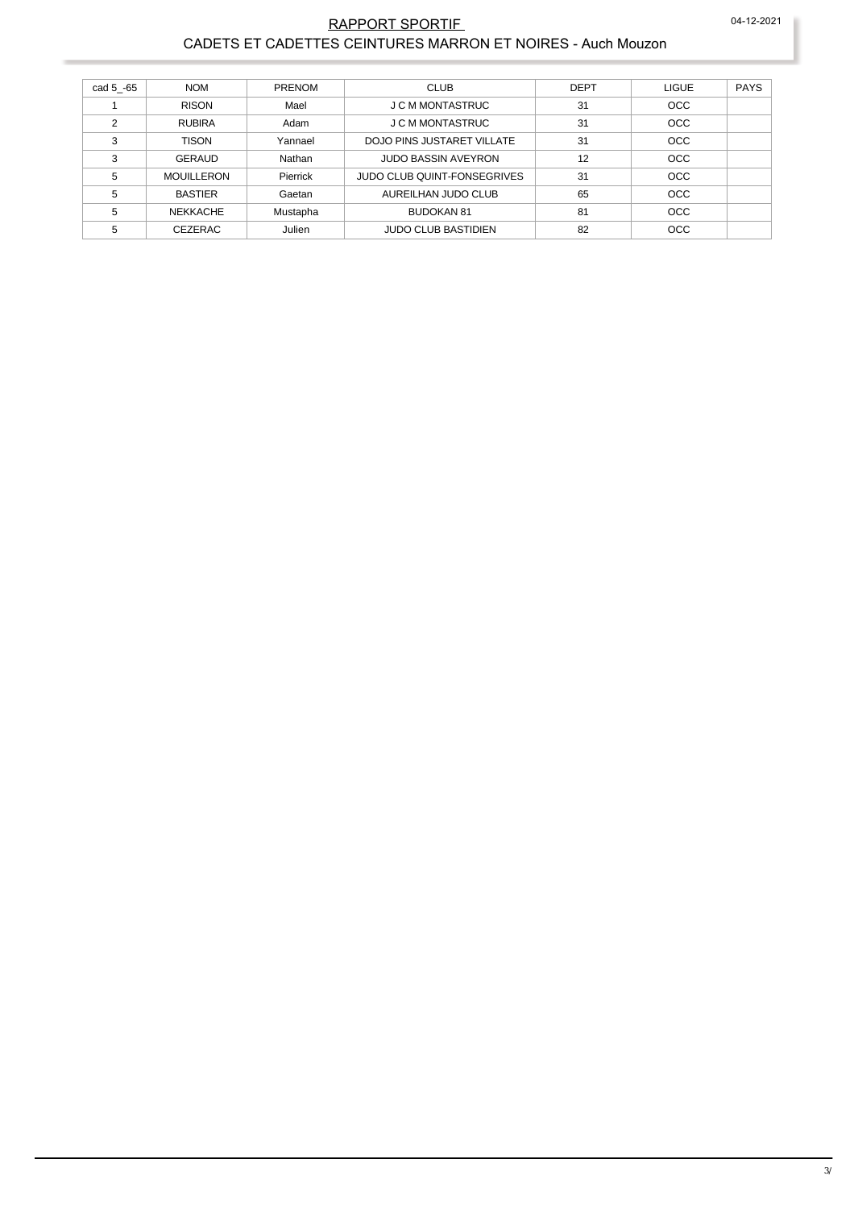RAPPORT SPORTIF

CADETS ET CADETTES CEINTURES MARRON ET NOIRES - Auch Mouzon

04-12-2021

| cad 5_-65 | NOM | PRENOM | CLUB | DEPT | LIGUE | PAYS |
|---|---|---|---|---|---|---|
| 1 | RISON | Mael | J C M MONTASTRUC | 31 | OCC | |
| 2 | RUBIRA | Adam | J C M MONTASTRUC | 31 | OCC | |
| 3 | TISON | Yannael | DOJO PINS JUSTARET VILLATE | 31 | OCC | |
| 3 | GERAUD | Nathan | JUDO BASSIN AVEYRON | 12 | OCC | |
| 5 | MOUILLERON | Pierrick | JUDO CLUB QUINT-FONSEGRIVES | 31 | OCC | |
| 5 | BASTIER | Gaetan | AUREILHAN JUDO CLUB | 65 | OCC | |
| 5 | NEKKACHE | Mustapha | BUDOKAN 81 | 81 | OCC | |
| 5 | CEZERAC | Julien | JUDO CLUB BASTIDIEN | 82 | OCC | |